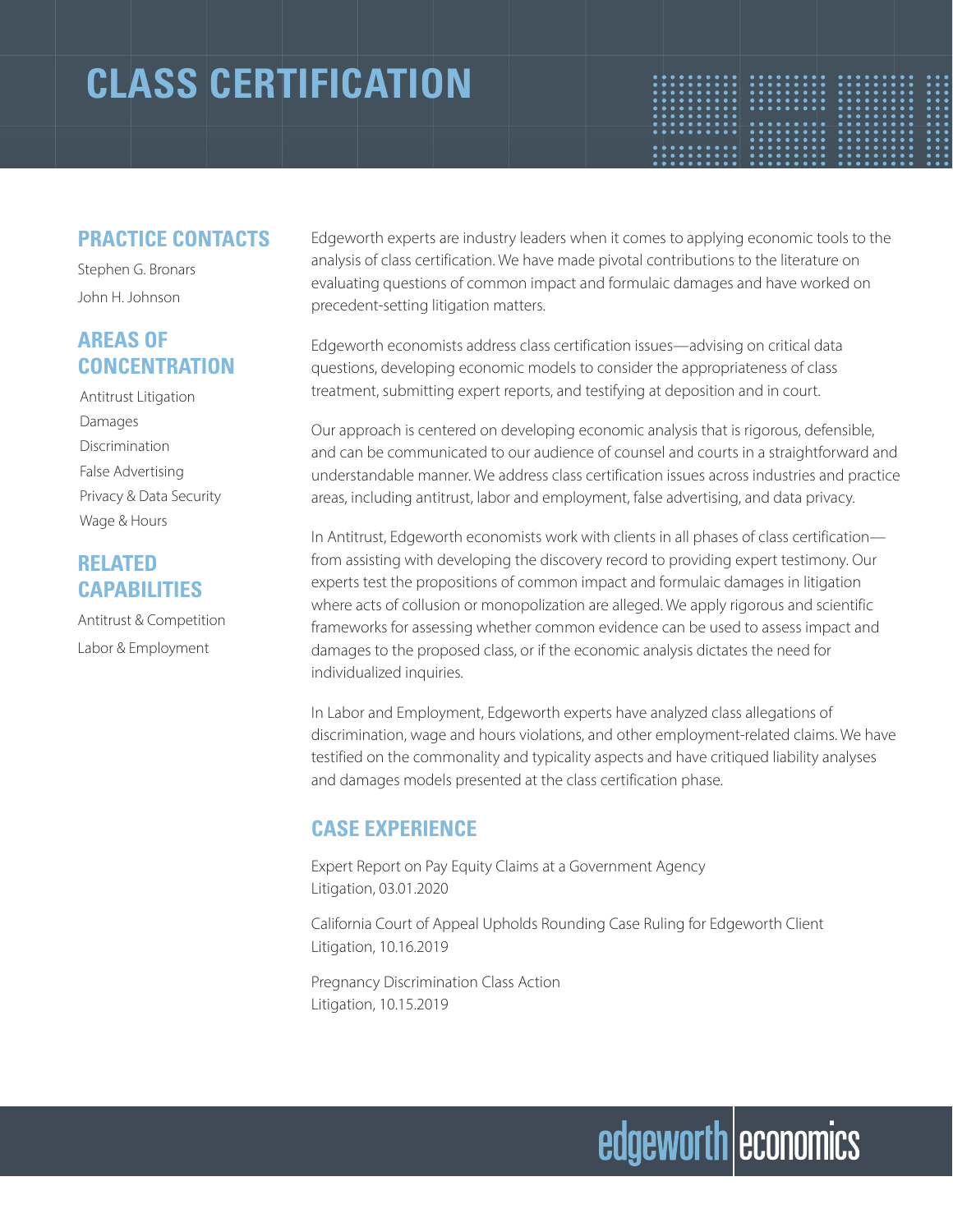# CLASS CERTIFICATION

## PRACTICE CONTACTS

Stephen G. Bronars

John H. Johnson

## AREAS OF CONCENTRATION

Antitrust Litigation

Damages

Discrimination

False Advertising

Privacy & Data Security

Wage & Hours

## RELATED CAPABILITIES

Antitrust & Competition

Labor & Employment

Edgeworth experts are industry leaders when it comes to applying economic tools to the analysis of class certification. We have made pivotal contributions to the literature on evaluating questions of common impact and formulaic damages and have worked on precedent-setting litigation matters.

Edgeworth economists address class certification issues—advising on critical data questions, developing economic models to consider the appropriateness of class treatment, submitting expert reports, and testifying at deposition and in court.

Our approach is centered on developing economic analysis that is rigorous, defensible, and can be communicated to our audience of counsel and courts in a straightforward and understandable manner. We address class certification issues across industries and practice areas, including antitrust, labor and employment, false advertising, and data privacy.

In Antitrust, Edgeworth economists work with clients in all phases of class certification—from assisting with developing the discovery record to providing expert testimony. Our experts test the propositions of common impact and formulaic damages in litigation where acts of collusion or monopolization are alleged. We apply rigorous and scientific frameworks for assessing whether common evidence can be used to assess impact and damages to the proposed class, or if the economic analysis dictates the need for individualized inquiries.

In Labor and Employment, Edgeworth experts have analyzed class allegations of discrimination, wage and hours violations, and other employment-related claims. We have testified on the commonality and typicality aspects and have critiqued liability analyses and damages models presented at the class certification phase.

## CASE EXPERIENCE

Expert Report on Pay Equity Claims at a Government Agency
Litigation, 03.01.2020

California Court of Appeal Upholds Rounding Case Ruling for Edgeworth Client
Litigation, 10.16.2019

Pregnancy Discrimination Class Action
Litigation, 10.15.2019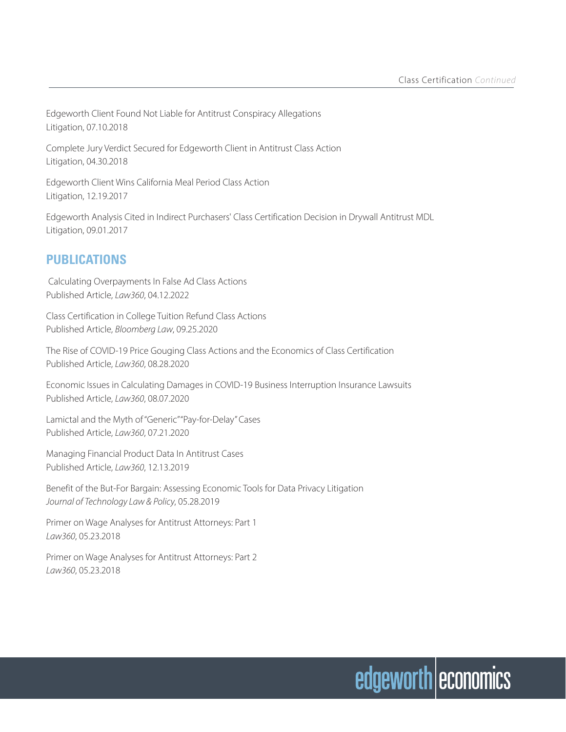Edgeworth Client Found Not Liable for Antitrust Conspiracy Allegations
Litigation, 07.10.2018

Complete Jury Verdict Secured for Edgeworth Client in Antitrust Class Action
Litigation, 04.30.2018

Edgeworth Client Wins California Meal Period Class Action
Litigation, 12.19.2017

Edgeworth Analysis Cited in Indirect Purchasers' Class Certification Decision in Drywall Antitrust MDL
Litigation, 09.01.2017

## PUBLICATIONS

Calculating Overpayments In False Ad Class Actions
Published Article, *Law360*, 04.12.2022

Class Certification in College Tuition Refund Class Actions
Published Article, *Bloomberg Law*, 09.25.2020

The Rise of COVID-19 Price Gouging Class Actions and the Economics of Class Certification
Published Article, *Law360*, 08.28.2020

Economic Issues in Calculating Damages in COVID-19 Business Interruption Insurance Lawsuits
Published Article, *Law360*, 08.07.2020

Lamictal and the Myth of "Generic" "Pay-for-Delay" Cases
Published Article, *Law360*, 07.21.2020

Managing Financial Product Data In Antitrust Cases
Published Article, *Law360*, 12.13.2019

Benefit of the But-For Bargain: Assessing Economic Tools for Data Privacy Litigation
*Journal of Technology Law & Policy*, 05.28.2019

Primer on Wage Analyses for Antitrust Attorneys: Part 1
*Law360*, 05.23.2018

Primer on Wage Analyses for Antitrust Attorneys: Part 2
*Law360*, 05.23.2018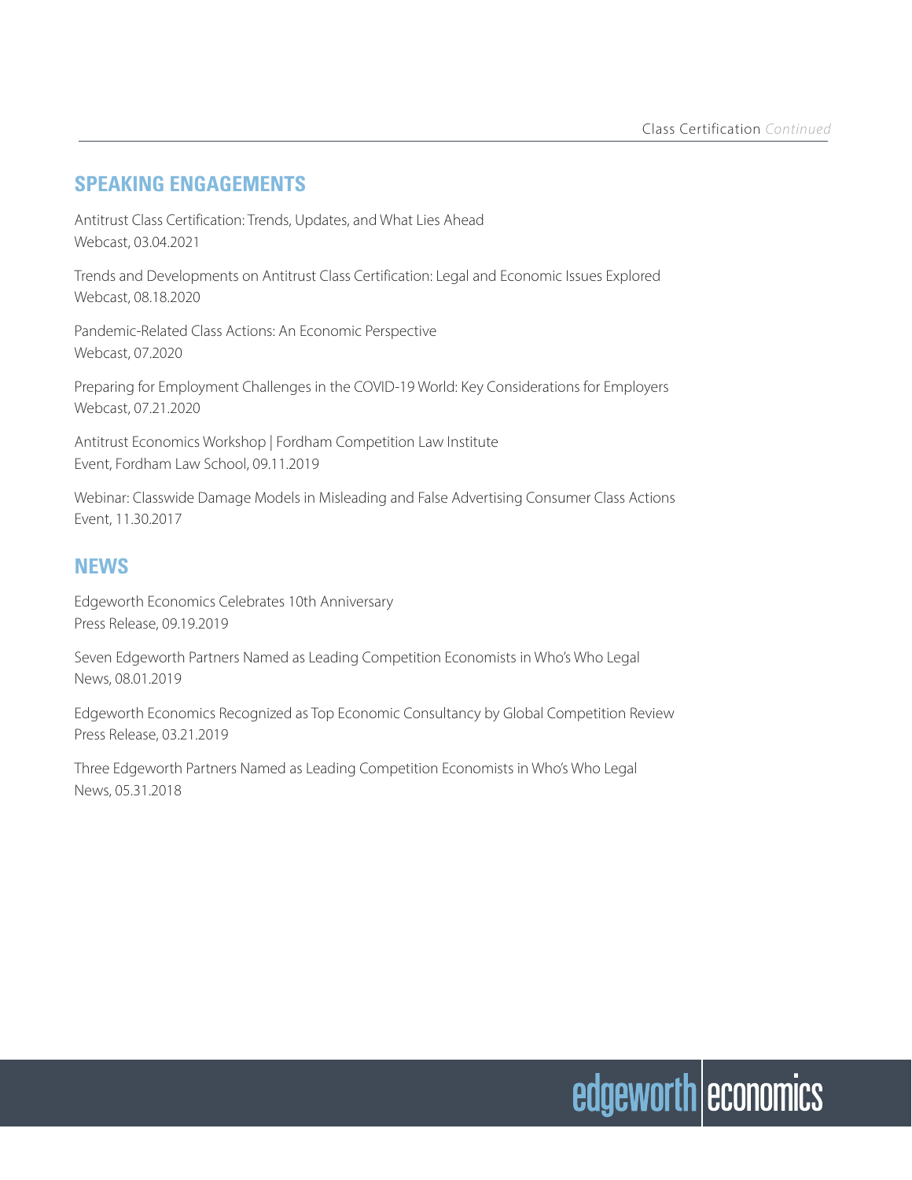## SPEAKING ENGAGEMENTS

Antitrust Class Certification: Trends, Updates, and What Lies Ahead
Webcast, 03.04.2021

Trends and Developments on Antitrust Class Certification: Legal and Economic Issues Explored
Webcast, 08.18.2020

Pandemic-Related Class Actions: An Economic Perspective
Webcast, 07.2020

Preparing for Employment Challenges in the COVID-19 World: Key Considerations for Employers
Webcast, 07.21.2020

Antitrust Economics Workshop | Fordham Competition Law Institute
Event, Fordham Law School, 09.11.2019

Webinar: Classwide Damage Models in Misleading and False Advertising Consumer Class Actions
Event, 11.30.2017

## NEWS

Edgeworth Economics Celebrates 10th Anniversary
Press Release, 09.19.2019

Seven Edgeworth Partners Named as Leading Competition Economists in Who's Who Legal
News, 08.01.2019

Edgeworth Economics Recognized as Top Economic Consultancy by Global Competition Review
Press Release, 03.21.2019

Three Edgeworth Partners Named as Leading Competition Economists in Who's Who Legal
News, 05.31.2018